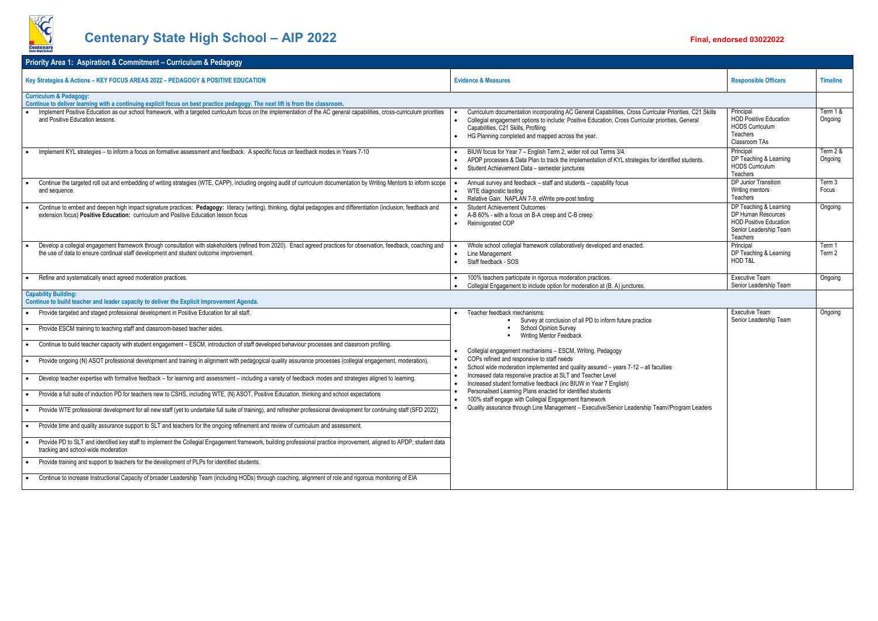# Centenary State High School – AIP 2022

**Final, endorsed 03022022**

## Priority Area 1: Aspiration & Commitment – Curriculum & Pedagogy

| Key Strategies & Actions – KEY FOCUS AREAS 2022 – PEDAGOGY & POSITIVE EDUCATION | Evidence & Measures | Responsible Officers | Timeline |
|---|---|---|---|
| **Curriculum & Pedagogy:** Continue to deliver learning with a continuing explicit focus on best practice pedagogy. The next lift is from the classroom. | | | |
| • Implement Positive Education as our school framework, with a targeted curriculum focus on the implementation of the AC general capabilities, cross-curriculum priorities and Positive Education lessons. | • Curriculum documentation incorporating AC General Capabilities, Cross Curricular Priorities, C21 Skills<br>• Collegial engagement options to include: Positive Education, Cross Curricular priorities, General Capabilities, C21 Skills, Profiling<br>• HG Planning completed and mapped across the year. | Principal<br>HOD Positive Education<br>HODS Curriculum<br>Teachers<br>Classroom TAs | Term 1 & Ongoing |
| • Implement KYL strategies – to inform a focus on formative assessment and feedback. A specific focus on feedback modes in Years 7-10 | • BIUW focus for Year 7 – English Term 2, wider roll out Terms 3/4.<br>• APDP processes & Data Plan to track the implementation of KYL strategies for identified students.<br>• Student Achievement Data – semester junctures | Principal<br>DP Teaching & Learning<br>HODS Curriculum<br>Teachers | Term 2 & Ongoing |
| • Continue the targeted roll out and embedding of writing strategies (WTE, CAPP), including ongoing audit of curriculum documentation by Writing Mentors to inform scope and sequence. | • Annual survey and feedback – staff and students – capability focus<br>• WTE diagnostic testing<br>• Relative Gain: NAPLAN 7-9, eWrite pre-post testing | DP Junior Transition<br>Writing mentors<br>Teachers | Term 3 Focus |
| • Continue to embed and deepen high impact signature practices: **Pedagogy:** literacy (writing), thinking, digital pedagogies and differentiation (inclusion, feedback and extension focus) **Positive Education:** curriculum and Positive Education lesson focus | • Student Achievement Outcomes<br>• A-B 60% - with a focus on B-A creep and C-B creep<br>• Reinvigorated COP | DP Teaching & Learning<br>DP Human Resources<br>HOD Positive Education<br>Senior Leadership Team<br>Teachers | Ongoing |
| • Develop a collegial engagement framework through consultation with stakeholders (refined from 2020). Enact agreed practices for observation, feedback, coaching and the use of data to ensure continual staff development and student outcome improvement. | • Whole school collegial framework collaboratively developed and enacted.<br>• Line Management<br>• Staff feedback - SOS | Principal<br>DP Teaching & Learning<br>HOD T&L | Term 1<br>Term 2 |
| • Refine and systematically enact agreed moderation practices. | • 100% teachers participate in rigorous moderation practices.<br>• Collegial Engagement to include option for moderation at (B, A) junctures. | Executive Team<br>Senior Leadership Team | Ongoing |
| **Capability Building:** Continue to build teacher and leader capacity to deliver the Explicit Improvement Agenda. | | | |
| • Provide targeted and staged professional development in Positive Education for all staff.<br>• Provide ESCM training to teaching staff and classroom-based teacher aides.<br>• Continue to build teacher capacity with student engagement – ESCM, introduction of staff developed behaviour processes and classroom profiling.<br>• Provide ongoing (N) ASOT professional development and training in alignment with pedagogical quality assurance processes (collegial engagement, moderation).<br>• Develop teacher expertise with formative feedback – for learning and assessment – including a variety of feedback modes and strategies aligned to learning.<br>• Provide a full suite of induction PD for teachers new to CSHS, including WTE, (N) ASOT, Positive Education, thinking and school expectations<br>• Provide WTE professional development for all new staff (yet to undertake full suite of training), and refresher professional development for continuing staff (SFD 2022)<br>• Provide time and quality assurance support to SLT and teachers for the ongoing refinement and review of curriculum and assessment.<br>• Provide PD to SLT and identified key staff to implement the Collegial Engagement framework, building professional practice improvement, aligned to APDP, student data tracking and school-wide moderation<br>• Provide training and support to teachers for the development of PLPs for identified students.<br>• Continue to increase Instructional Capacity of broader Leadership Team (including HODs) through coaching, alignment of role and rigorous monitoring of EIA | • Teacher feedback mechanisms:<br>&nbsp;&nbsp;▪ Survey at conclusion of all PD to inform future practice<br>&nbsp;&nbsp;▪ School Opinion Survey<br>&nbsp;&nbsp;▪ Writing Mentor Feedback<br>• Collegial engagement mechanisms – ESCM, Writing, Pedagogy<br>• COPs refined and responsive to staff needs<br>• School wide moderation implemented and quality assured – years 7-12 – all faculties<br>• Increased data responsive practice at SLT and Teacher Level<br>• Increased student formative feedback (inc BIUW in Year 7 English)<br>• Personalised Learning Plans enacted for identified students<br>• 100% staff engage with Collegial Engagement framework<br>• Quality assurance through Line Management – Executive/Senior Leadership Team//Program Leaders | Executive Team<br>Senior Leadership Team | Ongoing |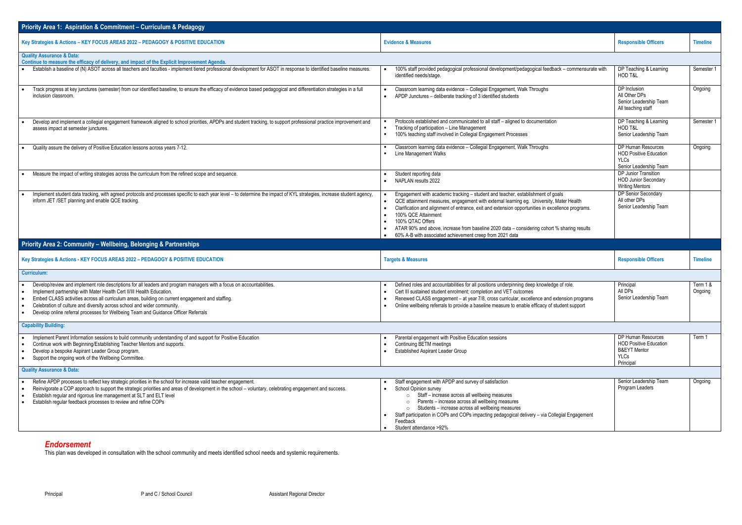## Priority Area 1: Aspiration & Commitment – Curriculum & Pedagogy

| Key Strategies & Actions – KEY FOCUS AREAS 2022 – PEDAGOGY & POSITIVE EDUCATION | Evidence & Measures | Responsible Officers | Timeline |
|---|---|---|---|
| **Quality Assurance & Data:** Continue to measure the efficacy of delivery, and impact of the Explicit Improvement Agenda. | | | |
| • Establish a baseline of (N) ASOT across all teachers and faculties - implement tiered professional development for ASOT in response to identified baseline measures. | • 100% staff provided pedagogical professional development/pedagogical feedback – commensurate with identified needs/stage. | DP Teaching & Learning<br>HOD T&L | Semester 1 |
| • Track progress at key junctures (semester) from our identified baseline, to ensure the efficacy of evidence based pedagogical and differentiation strategies in a full inclusion classroom. | • Classroom learning data evidence – Collegial Engagement, Walk Throughs<br>• APDP Junctures – deliberate tracking of 3 identified students | DP Inclusion<br>All Other DPs<br>Senior Leadership Team<br>All teaching staff | Ongoing |
| • Develop and implement a collegial engagement framework aligned to school priorities, APDPs and student tracking, to support professional practice improvement and assess impact at semester junctures. | ▪ Protocols established and communicated to all staff – aligned to documentation<br>▪ Tracking of participation – Line Management<br>▪ 100% teaching staff involved in Collegial Engagement Processes | DP Teaching & Learning<br>HOD T&L<br>Senior Leadership Team | Semester 1 |
| • Quality assure the delivery of Positive Education lessons across years 7-12. | ▪ Classroom learning data evidence – Collegial Engagement, Walk Throughs<br>▪ Line Management Walks | DP Human Resources<br>HOD Positive Education<br>YLCs<br>Senior Leadership Team | Ongoing |
| • Measure the impact of writing strategies across the curriculum from the refined scope and sequence. | • Student reporting data<br>• NAPLAN results 2022 | DP Junior Transition<br>HOD Junior Secondary<br>Writing Mentors | |
| • Implement student data tracking, with agreed protocols and processes specific to each year level – to determine the impact of KYL strategies, increase student agency, inform JET /SET planning and enable QCE tracking. | • Engagement with academic tracking – student and teacher, establishment of goals<br>• QCE attainment measures, engagement with external learning eg. University, Mater Health<br>• Clarification and alignment of entrance, exit and extension opportunities in excellence programs.<br>• 100% QCE Attainment<br>• 100% QTAC Offers<br>• ATAR 90% and above, increase from baseline 2020 data – considering cohort % sharing results<br>• 60% A-B with associated achievement creep from 2021 data | DP Senior Secondary<br>All other DPs<br>Senior Leadership Team | |

## Priority Area 2: Community – Wellbeing, Belonging & Partnerships

| Key Strategies & Actions - KEY FOCUS AREAS 2022 – PEDAGOGY & POSITIVE EDUCATION | Targets & Measures | Responsible Officers | Timeline |
|---|---|---|---|
| **Curriculum:** | | | |
| • Develop/review and implement role descriptions for all leaders and program managers with a focus on accountabilities.<br>• Implement partnership with Mater Health Cert II/III Health Education.<br>• Embed CLASS activities across all curriculum areas, building on current engagement and staffing.<br>• Celebration of culture and diversity across school and wider community.<br>• Develop online referral processes for Wellbeing Team and Guidance Officer Referrals | • Defined roles and accountabilities for all positions underpinning deep knowledge of role.<br>• Cert III sustained student enrolment; completion and VET outcomes<br>• Renewed CLASS engagement – at year 7/8, cross curricular, excellence and extension programs<br>• Online wellbeing referrals to provide a baseline measure to enable efficacy of student support | Principal<br>All DPs<br>Senior Leadership Team | Term 1 & Ongoing |
| **Capability Building:** | | | |
| • Implement Parent Information sessions to build community understanding of and support for Positive Education<br>• Continue work with Beginning/Establishing Teacher Mentors and supports.<br>• Develop a bespoke Aspirant Leader Group program.<br>• Support the ongoing work of the Wellbeing Committee. | • Parental engagement with Positive Education sessions<br>• Continuing BETM meetings<br>• Established Aspirant Leader Group | DP Human Resources<br>HOD Positive Education<br>B&EYT Mentor<br>YLCs<br>Principal | Term 1 |
| **Quality Assurance & Data:** | | | |
| • Refine APDP processes to reflect key strategic priorities in the school for increase valid teacher engagement.<br>• Reinvigorate a COP approach to support the strategic priorities and areas of development in the school – voluntary, celebrating engagement and success.<br>• Establish regular and rigorous line management at SLT and ELT level<br>• Establish regular feedback processes to review and refine COPs | • Staff engagement with APDP and survey of satisfaction<br>• School Opinion survey<br>  ○ Staff – increase across all wellbeing measures<br>  ○ Parents – increase across all wellbeing measures<br>  ○ Students – increase across all wellbeing measures<br>• Staff participation in COPs and COPs impacting pedagogical delivery – via Collegial Engagement Feedback<br>• Student attendance >92% | Senior Leadership Team<br>Program Leaders | Ongoing |

## *Endorsement*

This plan was developed in consultation with the school community and meets identified school needs and systemic requirements.

Principal P and C / School Council Assistant Regional Director